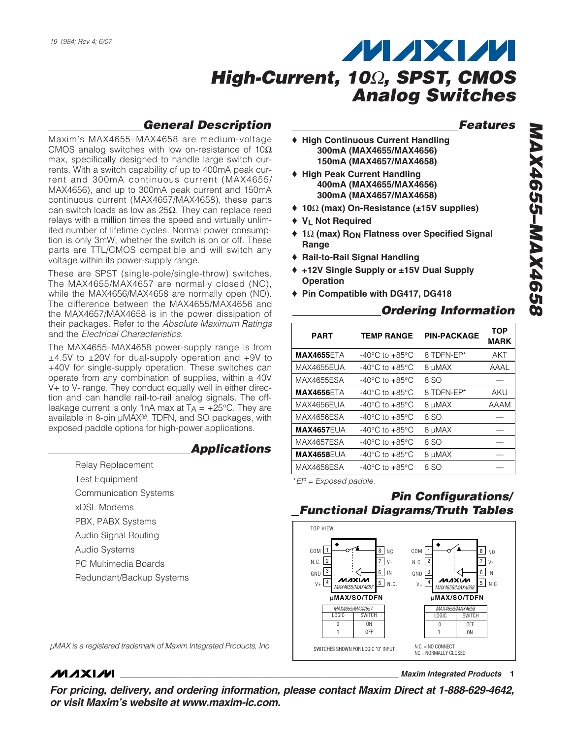# High-Current, 10Ω, SPST, CMOS Analog Switches

## General Description

Maxim's MAX4655–MAX4658 are medium-voltage CMOS analog switches with low on-resistance of 10Ω max, specifically designed to handle large switch currents. With a switch capability of up to 400mA peak current and 300mA continuous current (MAX4655/MAX4656), and up to 300mA peak current and 150mA continuous current (MAX4657/MAX4658), these parts can switch loads as low as 25Ω. They can replace reed relays with a million times the speed and virtually unlimited number of lifetime cycles. Normal power consumption is only 3mW, whether the switch is on or off. These parts are TTL/CMOS compatible and will switch any voltage within its power-supply range.

These are SPST (single-pole/single-throw) switches. The MAX4655/MAX4657 are normally closed (NC), while the MAX4656/MAX4658 are normally open (NO). The difference between the MAX4655/MAX4656 and the MAX4657/MAX4658 is in the power dissipation of their packages. Refer to the *Absolute Maximum Ratings* and the *Electrical Characteristics*.

The MAX4655–MAX4658 power-supply range is from ±4.5V to ±20V for dual-supply operation and +9V to +40V for single-supply operation. These switches can operate from any combination of supplies, within a 40V V+ to V- range. They conduct equally well in either direction and can handle rail-to-rail analog signals. The off-leakage current is only 1nA max at $T_A$ = +25°C. They are available in 8-pin µMAX®, TDFN, and SO packages, with exposed paddle options for high-power applications.

## Applications

- Relay Replacement
- Test Equipment
- Communication Systems
- xDSL Modems
- PBX, PABX Systems
- Audio Signal Routing
- Audio Systems
- PC Multimedia Boards
- Redundant/Backup Systems

*µMAX is a registered trademark of Maxim Integrated Products, Inc.*

## Features

- ♦ **High Continuous Current Handling**
  **300mA (MAX4655/MAX4656)**
  **150mA (MAX4657/MAX4658)**
- ♦ **High Peak Current Handling**
  **400mA (MAX4655/MAX4656)**
  **300mA (MAX4657/MAX4658)**
- ♦ **10Ω (max) On-Resistance (±15V supplies)**
- ♦ **$V_L$ Not Required**
- ♦ **1Ω (max) $R_{ON}$ Flatness over Specified Signal Range**
- ♦ **Rail-to-Rail Signal Handling**
- ♦ **+12V Single Supply or ±15V Dual Supply Operation**
- ♦ **Pin Compatible with DG417, DG418**

## Ordering Information

| PART | TEMP RANGE | PIN-PACKAGE | TOP MARK |
|---|---|---|---|
| **MAX4655**ETA | -40°C to +85°C | 8 TDFN-EP* | AKT |
| MAX4655EUA | -40°C to +85°C | 8 µMAX | AAAL |
| MAX4655ESA | -40°C to +85°C | 8 SO | — |
| **MAX4656**ETA | -40°C to +85°C | 8 TDFN-EP* | AKU |
| MAX4656EUA | -40°C to +85°C | 8 µMAX | AAAM |
| MAX4656ESA | -40°C to +85°C | 8 SO | — |
| **MAX4657**EUA | -40°C to +85°C | 8 µMAX | — |
| MAX4657ESA | -40°C to +85°C | 8 SO | — |
| **MAX4658**EUA | -40°C to +85°C | 8 µMAX | — |
| MAX4658ESA | -40°C to +85°C | 8 SO | — |

*EP = Exposed paddle.

## Pin Configurations/Functional Diagrams/Truth Tables

TOP VIEW

MAX4655/MAX4657 (µMAX/SO/TDFN): 1 COM, 2 N.C., 3 GND, 4 V+, 5 N.C., 6 IN, 7 V-, 8 NC

MAX4656/MAX4658 (µMAX/SO/TDFN): 1 COM, 2 N.C., 3 GND, 4 V+, 5 N.C., 6 IN, 7 V-, 8 NO

| MAX4655/MAX4657 | |
|---|---|
| LOGIC | SWITCH |
| 0 | ON |
| 1 | OFF |

| MAX4656/MAX4658 | |
|---|---|
| LOGIC | SWITCH |
| 0 | OFF |
| 1 | ON |

SWITCHES SHOWN FOR LOGIC "0" INPUT

N.C. = NO CONNECT
NC = NORMALLY CLOSED

**For pricing, delivery, and ordering information, please contact Maxim Direct at 1-888-629-4642, or visit Maxim's website at www.maxim-ic.com.**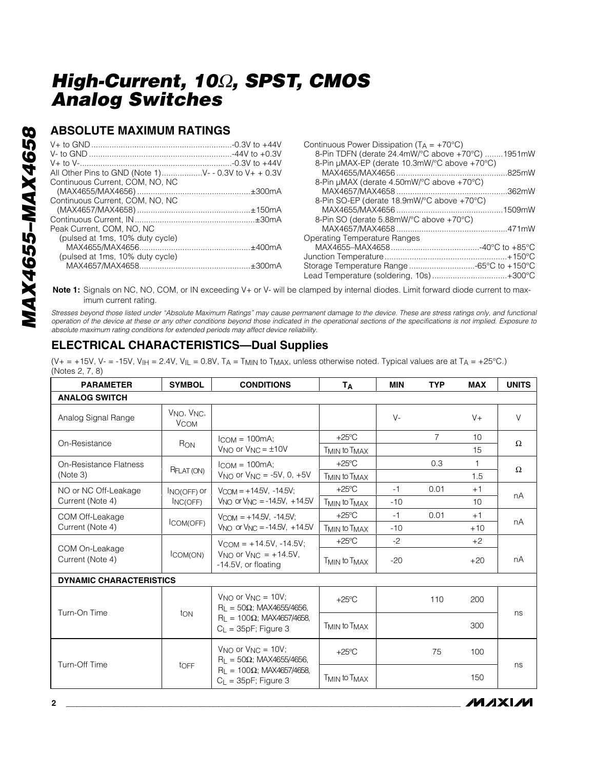## ABSOLUTE MAXIMUM RATINGS

V+ to GND ....................................................-0.3V to +44V
V- to GND ....................................................-44V to +0.3V
V+ to V- ....................................................-0.3V to +44V
All Other Pins to GND (Note 1) ..................V- - 0.3V to V+ + 0.3V
Continuous Current, COM, NO, NC
(MAX4655/MAX4656) ..................................................±300mA
Continuous Current, COM, NO, NC
(MAX4657/MAX4658) ..................................................±150mA
Continuous Current, IN ....................................................±30mA
Peak Current, COM, NO, NC
(pulsed at 1ms, 10% duty cycle)
MAX4655/MAX4656..................................................±400mA
(pulsed at 1ms, 10% duty cycle)
MAX4657/MAX4658..................................................±300mA

Continuous Power Dissipation ($T_A$ = +70°C)
8-Pin TDFN (derate 24.4mW/°C above +70°C) ........1951mW
8-Pin µMAX-EP (derate 10.3mW/°C above +70°C)
MAX4655/MAX4656 ..................................................825mW
8-Pin µMAX (derate 4.50mW/°C above +70°C)
MAX4657/MAX4658 ..................................................362mW
8-Pin SO-EP (derate 18.9mW/°C above +70°C)
MAX4655/MAX4656 ..................................................1509mW
8-Pin SO (derate 5.88mW/°C above +70°C)
MAX4657/MAX4658 ..................................................471mW
Operating Temperature Ranges
MAX4655–MAX4658 .......................................-40°C to +85°C
Junction Temperature ......................................................+150°C
Storage Temperature Range .............................-65°C to +150°C
Lead Temperature (soldering, 10s) ..................................+300°C

**Note 1:** Signals on NC, NO, COM, or IN exceeding V+ or V- will be clamped by internal diodes. Limit forward diode current to maximum current rating.

*Stresses beyond those listed under "Absolute Maximum Ratings" may cause permanent damage to the device. These are stress ratings only, and functional operation of the device at these or any other conditions beyond those indicated in the operational sections of the specifications is not implied. Exposure to absolute maximum rating conditions for extended periods may affect device reliability.*

## ELECTRICAL CHARACTERISTICS—Dual Supplies

(V+ = +15V, V- = -15V, $V_{IH}$ = 2.4V, $V_{IL}$ = 0.8V, $T_A$ = $T_{MIN}$ to $T_{MAX}$, unless otherwise noted. Typical values are at $T_A$ = +25°C.) (Notes 2, 7, 8)

| PARAMETER | SYMBOL | CONDITIONS | $T_A$ | MIN | TYP | MAX | UNITS |
|---|---|---|---|---|---|---|---|
| **ANALOG SWITCH** | | | | | | | |
| Analog Signal Range | $V_{NO}$, $V_{NC}$, $V_{COM}$ | | | V- | | V+ | V |
| On-Resistance | $R_{ON}$ | $I_{COM}$ = 100mA; $V_{NO}$ or $V_{NC}$ = ±10V | +25°C | | 7 | 10 | Ω |
| | | | $T_{MIN}$ to $T_{MAX}$ | | | 15 | |
| On-Resistance Flatness (Note 3) | $R_{FLAT(ON)}$ | $I_{COM}$ = 100mA; $V_{NO}$ or $V_{NC}$ = -5V, 0, +5V | +25°C | | 0.3 | 1 | Ω |
| | | | $T_{MIN}$ to $T_{MAX}$ | | | 1.5 | |
| NO or NC Off-Leakage Current (Note 4) | $I_{NO(OFF)}$ or $I_{NC(OFF)}$ | $V_{COM}$ = +14.5V, -14.5V; $V_{NO}$ or $V_{NC}$ = -14.5V, +14.5V | +25°C | -1 | 0.01 | +1 | nA |
| | | | $T_{MIN}$ to $T_{MAX}$ | -10 | | 10 | |
| COM Off-Leakage Current (Note 4) | $I_{COM(OFF)}$ | $V_{COM}$ = +14.5V, -14.5V; $V_{NO}$ or $V_{NC}$ = -14.5V, +14.5V | +25°C | -1 | 0.01 | +1 | nA |
| | | | $T_{MIN}$ to $T_{MAX}$ | -10 | | +10 | |
| COM On-Leakage Current (Note 4) | $I_{COM(ON)}$ | $V_{COM}$ = +14.5V, -14.5V; $V_{NO}$ or $V_{NC}$ = +14.5V, -14.5V, or floating | +25°C | -2 | | +2 | nA |
| | | | $T_{MIN}$ to $T_{MAX}$ | -20 | | +20 | |
| **DYNAMIC CHARACTERISTICS** | | | | | | | |
| Turn-On Time | $t_{ON}$ | $V_{NO}$ or $V_{NC}$ = 10V; $R_L$ = 50Ω; MAX4655/4656, $R_L$ = 100Ω; MAX4657/4658, $C_L$ = 35pF; Figure 3 | +25°C | | 110 | 200 | ns |
| | | | $T_{MIN}$ to $T_{MAX}$ | | | 300 | |
| Turn-Off Time | $t_{OFF}$ | $V_{NO}$ or $V_{NC}$ = 10V; $R_L$ = 50Ω; MAX4655/4656, $R_L$ = 100Ω; MAX4657/4658, $C_L$ = 35pF; Figure 3 | +25°C | | 75 | 100 | ns |
| | | | $T_{MIN}$ to $T_{MAX}$ | | | 150 | |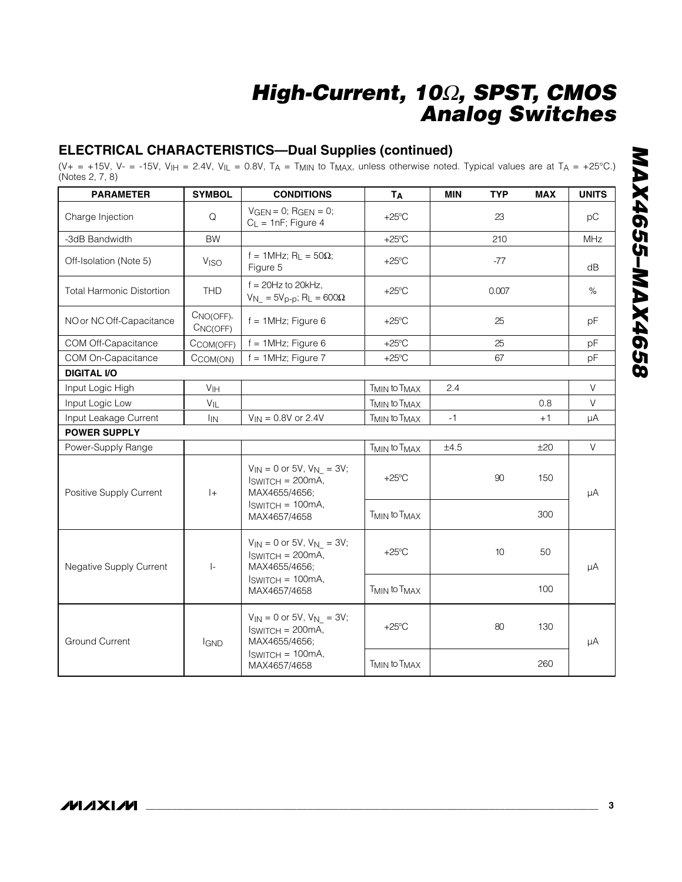## ELECTRICAL CHARACTERISTICS—Dual Supplies (continued)

($V+ = +15V$, $V- = -15V$, $V_{IH} = 2.4V$, $V_{IL} = 0.8V$, $T_A = T_{MIN}$ to $T_{MAX}$, unless otherwise noted. Typical values are at $T_A = +25°C$.) (Notes 2, 7, 8)

| PARAMETER | SYMBOL | CONDITIONS | $T_A$ | MIN | TYP | MAX | UNITS |
|---|---|---|---|---|---|---|---|
| Charge Injection | Q | $V_{GEN} = 0$; $R_{GEN} = 0$; $C_L = 1nF$; Figure 4 | +25°C | | 23 | | pC |
| -3dB Bandwidth | BW | | +25°C | | 210 | | MHz |
| Off-Isolation (Note 5) | $V_{ISO}$ | f = 1MHz; $R_L = 50\Omega$; Figure 5 | +25°C | | -77 | | dB |
| Total Harmonic Distortion | THD | f = 20Hz to 20kHz, $V_{N\_} = 5V_{p-p}$; $R_L = 600\Omega$ | +25°C | | 0.007 | | % |
| NO or NC Off-Capacitance | $C_{NO(OFF)}$, $C_{NC(OFF)}$ | f = 1MHz; Figure 6 | +25°C | | 25 | | pF |
| COM Off-Capacitance | $C_{COM(OFF)}$ | f = 1MHz; Figure 6 | +25°C | | 25 | | pF |
| COM On-Capacitance | $C_{COM(ON)}$ | f = 1MHz; Figure 7 | +25°C | | 67 | | pF |
| **DIGITAL I/O** | | | | | | | |
| Input Logic High | $V_{IH}$ | | $T_{MIN}$ to $T_{MAX}$ | 2.4 | | | V |
| Input Logic Low | $V_{IL}$ | | $T_{MIN}$ to $T_{MAX}$ | | | 0.8 | V |
| Input Leakage Current | $I_{IN}$ | $V_{IN} = 0.8V$ or $2.4V$ | $T_{MIN}$ to $T_{MAX}$ | -1 | | +1 | µA |
| **POWER SUPPLY** | | | | | | | |
| Power-Supply Range | | | $T_{MIN}$ to $T_{MAX}$ | ±4.5 | | ±20 | V |
| Positive Supply Current | I+ | $V_{IN} = 0$ or $5V$, $V_{N\_} = 3V$; $I_{SWITCH} = 200mA$, MAX4655/4656; $I_{SWITCH} = 100mA$, MAX4657/4658 | +25°C | | 90 | 150 | µA |
| | | | $T_{MIN}$ to $T_{MAX}$ | | | 300 | |
| Negative Supply Current | I- | $V_{IN} = 0$ or $5V$, $V_{N\_} = 3V$; $I_{SWITCH} = 200mA$, MAX4655/4656; $I_{SWITCH} = 100mA$, MAX4657/4658 | +25°C | | 10 | 50 | µA |
| | | | $T_{MIN}$ to $T_{MAX}$ | | | 100 | |
| Ground Current | $I_{GND}$ | $V_{IN} = 0$ or $5V$, $V_{N\_} = 3V$; $I_{SWITCH} = 200mA$, MAX4655/4656; $I_{SWITCH} = 100mA$, MAX4657/4658 | +25°C | | 80 | 130 | µA |
| | | | $T_{MIN}$ to $T_{MAX}$ | | | 260 | |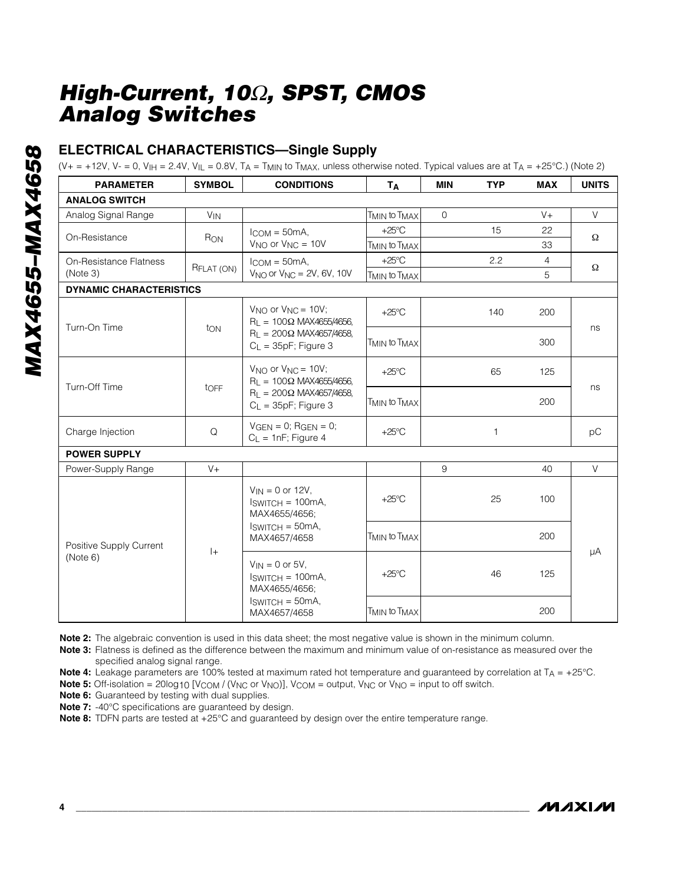# High-Current, 10Ω, SPST, CMOS Analog Switches

## ELECTRICAL CHARACTERISTICS—Single Supply

($V+ = +12V$, $V- = 0$, $V_{IH} = 2.4V$, $V_{IL} = 0.8V$, $T_A = T_{MIN}$ to $T_{MAX}$, unless otherwise noted. Typical values are at $T_A = +25°C$.) (Note 2)

| PARAMETER | SYMBOL | CONDITIONS | $T_A$ | MIN | TYP | MAX | UNITS |
|---|---|---|---|---|---|---|---|
| **ANALOG SWITCH** | | | | | | | |
| Analog Signal Range | $V_{IN}$ | | $T_{MIN}$ to $T_{MAX}$ | 0 | | V+ | V |
| On-Resistance | $R_{ON}$ | $I_{COM} = 50mA$, $V_{NO}$ or $V_{NC} = 10V$ | +25°C | | 15 | 22 | Ω |
| | | | $T_{MIN}$ to $T_{MAX}$ | | | 33 | |
| On-Resistance Flatness (Note 3) | $R_{FLAT (ON)}$ | $I_{COM} = 50mA$, $V_{NO}$ or $V_{NC} = 2V, 6V, 10V$ | +25°C | | 2.2 | 4 | Ω |
| | | | $T_{MIN}$ to $T_{MAX}$ | | | 5 | |
| **DYNAMIC CHARACTERISTICS** | | | | | | | |
| Turn-On Time | $t_{ON}$ | $V_{NO}$ or $V_{NC} = 10V$; $R_L = 100Ω$ MAX4655/4656, $R_L = 200Ω$ MAX4657/4658, $C_L = 35pF$; Figure 3 | +25°C | | 140 | 200 | ns |
| | | | $T_{MIN}$ to $T_{MAX}$ | | | 300 | |
| Turn-Off Time | $t_{OFF}$ | $V_{NO}$ or $V_{NC} = 10V$; $R_L = 100Ω$ MAX4655/4656, $R_L = 200Ω$ MAX4657/4658, $C_L = 35pF$; Figure 3 | +25°C | | 65 | 125 | ns |
| | | | $T_{MIN}$ to $T_{MAX}$ | | | 200 | |
| Charge Injection | Q | $V_{GEN} = 0$; $R_{GEN} = 0$; $C_L = 1nF$; Figure 4 | +25°C | | 1 | | pC |
| **POWER SUPPLY** | | | | | | | |
| Power-Supply Range | V+ | | | 9 | | 40 | V |
| Positive Supply Current (Note 6) | I+ | $V_{IN} = 0$ or $12V$, $I_{SWITCH} = 100mA$, MAX4655/4656; $I_{SWITCH} = 50mA$, MAX4657/4658 | +25°C | | 25 | 100 | µA |
| | | | $T_{MIN}$ to $T_{MAX}$ | | | 200 | |
| | | $V_{IN} = 0$ or $5V$, $I_{SWITCH} = 100mA$, MAX4655/4656; $I_{SWITCH} = 50mA$, MAX4657/4658 | +25°C | | 46 | 125 | |
| | | | $T_{MIN}$ to $T_{MAX}$ | | | 200 | |

**Note 2:** The algebraic convention is used in this data sheet; the most negative value is shown in the minimum column.

**Note 3:** Flatness is defined as the difference between the maximum and minimum value of on-resistance as measured over the specified analog signal range.

**Note 4:** Leakage parameters are 100% tested at maximum rated hot temperature and guaranteed by correlation at $T_A = +25°C$.

**Note 5:** Off-isolation = $20\log_{10} [V_{COM} / (V_{NC} \text{ or } V_{NO})]$, $V_{COM}$ = output, $V_{NC}$ or $V_{NO}$ = input to off switch.

**Note 6:** Guaranteed by testing with dual supplies.

**Note 7:** -40°C specifications are guaranteed by design.

**Note 8:** TDFN parts are tested at +25°C and guaranteed by design over the entire temperature range.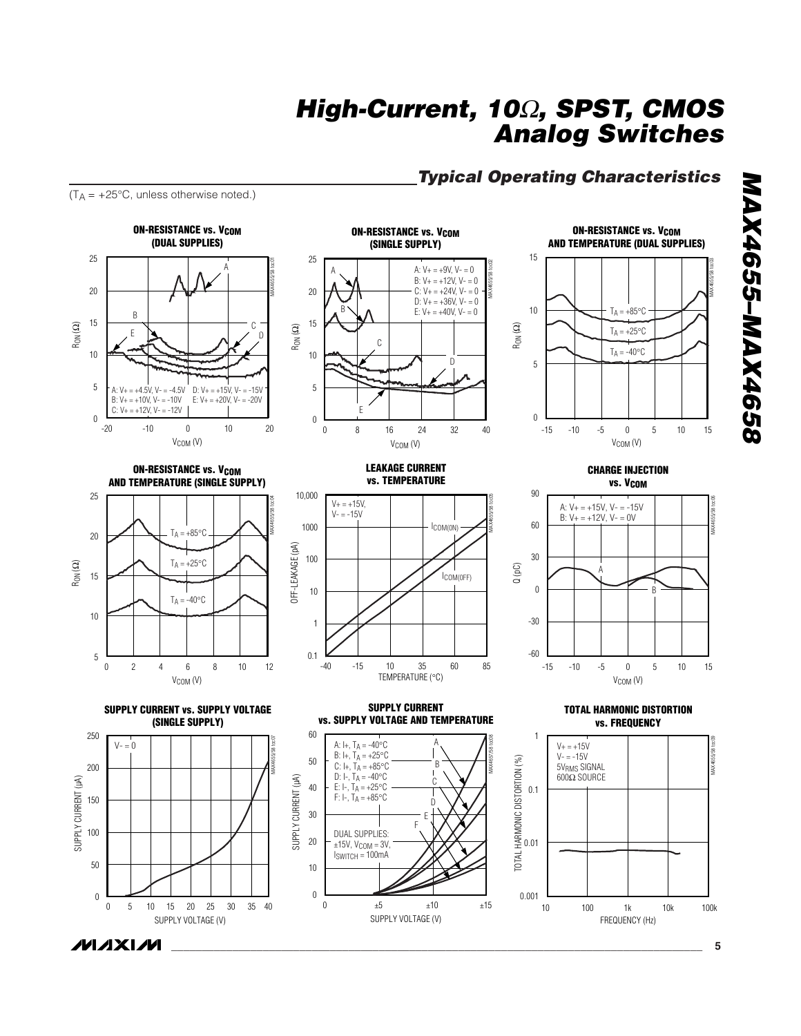## Typical Operating Characteristics

($T_A$ = +25°C, unless otherwise noted.)

**ON-RESISTANCE vs. $V_{COM}$ (DUAL SUPPLIES)**

A: V+ = +4.5V, V- = -4.5V
B: V+ = +10V, V- = -10V
C: V+ = +12V, V- = -12V
D: V+ = +15V, V- = -15V
E: V+ = +20V, V- = -20V

**ON-RESISTANCE vs. $V_{COM}$ (SINGLE SUPPLY)**

A: V+ = +9V, V- = 0
B: V+ = +12V, V- = 0
C: V+ = +24V, V- = 0
D: V+ = +36V, V- = 0
E: V+ = +40V, V- = 0

**ON-RESISTANCE vs. $V_{COM}$ AND TEMPERATURE (DUAL SUPPLIES)**

**ON-RESISTANCE vs. $V_{COM}$ AND TEMPERATURE (SINGLE SUPPLY)**

**LEAKAGE CURRENT vs. TEMPERATURE**

V+ = +15V, V- = -15V

**CHARGE INJECTION vs. $V_{COM}$**

A: V+ = +15V, V- = -15V
B: V+ = +12V, V- = 0V

**SUPPLY CURRENT vs. SUPPLY VOLTAGE (SINGLE SUPPLY)**

V- = 0

**SUPPLY CURRENT vs. SUPPLY VOLTAGE AND TEMPERATURE**

A: I+, $T_A$ = -40°C
B: I+, $T_A$ = +25°C
C: I+, $T_A$ = +85°C
D: I-, $T_A$ = -40°C
E: I-, $T_A$ = +25°C
F: I-, $T_A$ = +85°C

DUAL SUPPLIES: ±15V, $V_{COM}$ = 3V, $I_{SWITCH}$ = 100mA

**TOTAL HARMONIC DISTORTION vs. FREQUENCY**

V+ = +15V
V- = -15V
$5V_{RMS}$ SIGNAL
600Ω SOURCE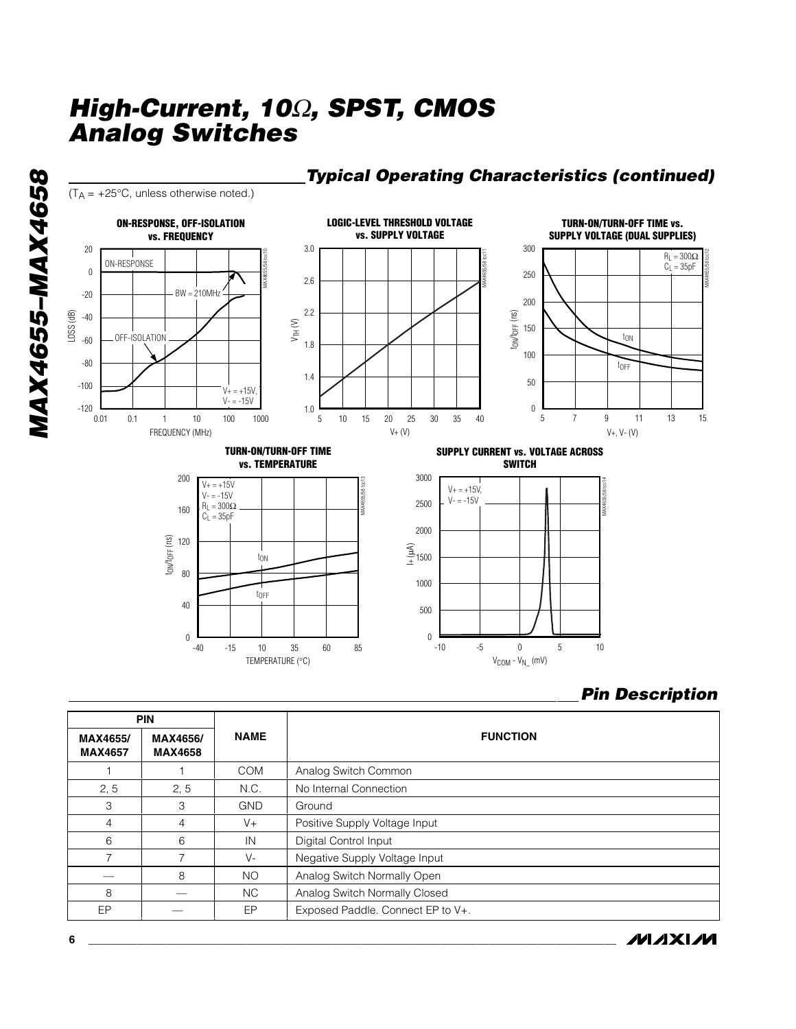## Typical Operating Characteristics (continued)

($T_A$ = +25°C, unless otherwise noted.)

**ON-RESPONSE, OFF-ISOLATION vs. FREQUENCY**

**LOGIC-LEVEL THRESHOLD VOLTAGE vs. SUPPLY VOLTAGE**

**TURN-ON/TURN-OFF TIME vs. SUPPLY VOLTAGE (DUAL SUPPLIES)**

**TURN-ON/TURN-OFF TIME vs. TEMPERATURE**

**SUPPLY CURRENT vs. VOLTAGE ACROSS SWITCH**

## Pin Description

| PIN | | NAME | FUNCTION |
|---|---|---|---|
| MAX4655/ MAX4657 | MAX4656/ MAX4658 | | |
| 1 | 1 | COM | Analog Switch Common |
| 2, 5 | 2, 5 | N.C. | No Internal Connection |
| 3 | 3 | GND | Ground |
| 4 | 4 | V+ | Positive Supply Voltage Input |
| 6 | 6 | IN | Digital Control Input |
| 7 | 7 | V- | Negative Supply Voltage Input |
| — | 8 | NO | Analog Switch Normally Open |
| 8 | — | NC | Analog Switch Normally Closed |
| EP | — | EP | Exposed Paddle. Connect EP to V+. |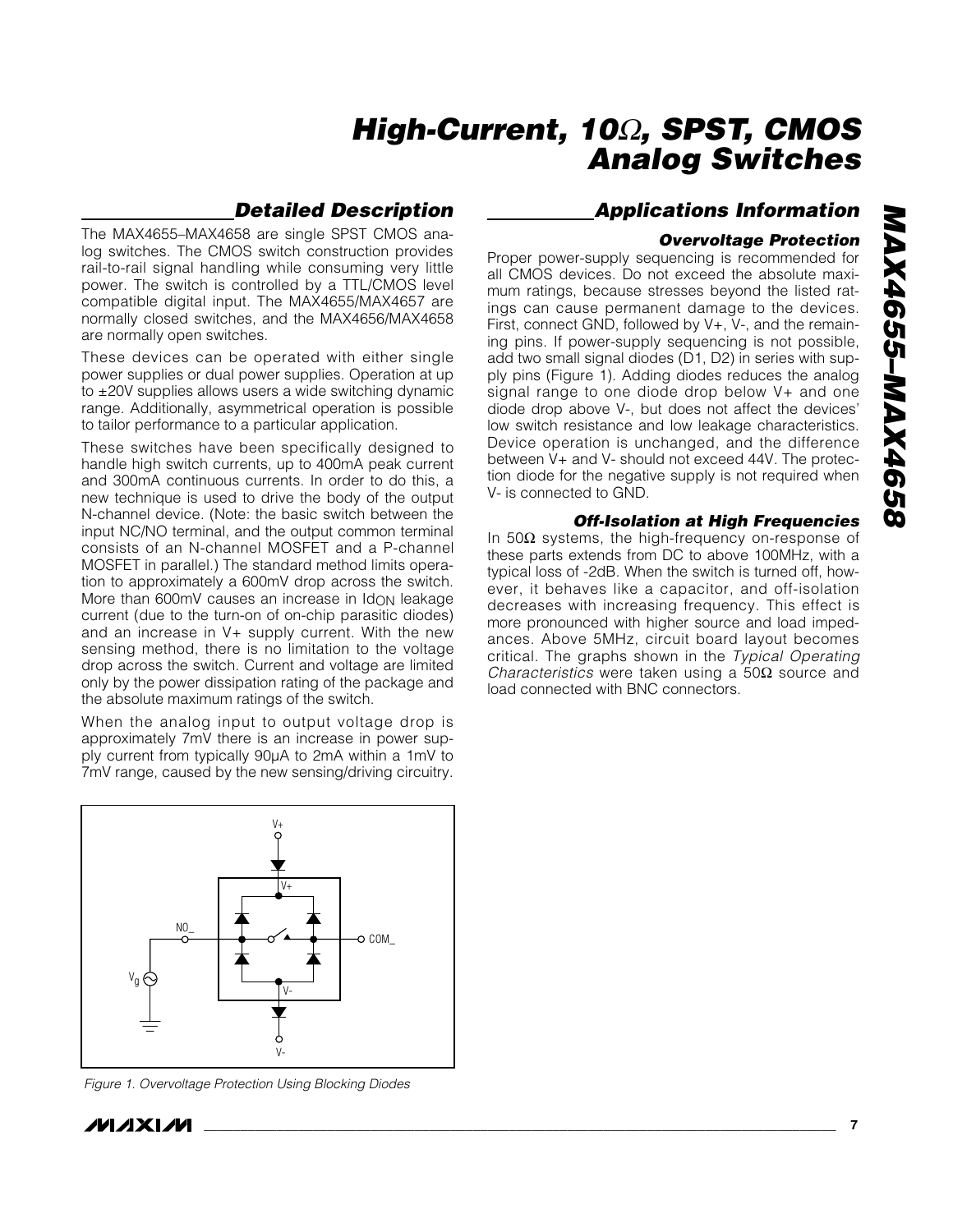## Detailed Description

The MAX4655–MAX4658 are single SPST CMOS analog switches. The CMOS switch construction provides rail-to-rail signal handling while consuming very little power. The switch is controlled by a TTL/CMOS level compatible digital input. The MAX4655/MAX4657 are normally closed switches, and the MAX4656/MAX4658 are normally open switches.

These devices can be operated with either single power supplies or dual power supplies. Operation at up to ±20V supplies allows users a wide switching dynamic range. Additionally, asymmetrical operation is possible to tailor performance to a particular application.

These switches have been specifically designed to handle high switch currents, up to 400mA peak current and 300mA continuous currents. In order to do this, a new technique is used to drive the body of the output N-channel device. (Note: the basic switch between the input NC/NO terminal, and the output common terminal consists of an N-channel MOSFET and a P-channel MOSFET in parallel.) The standard method limits operation to approximately a 600mV drop across the switch. More than 600mV causes an increase in $Id_{ON}$ leakage current (due to the turn-on of on-chip parasitic diodes) and an increase in V+ supply current. With the new sensing method, there is no limitation to the voltage drop across the switch. Current and voltage are limited only by the power dissipation rating of the package and the absolute maximum ratings of the switch.

When the analog input to output voltage drop is approximately 7mV there is an increase in power supply current from typically 90µA to 2mA within a 1mV to 7mV range, caused by the new sensing/driving circuitry.

*Figure 1. Overvoltage Protection Using Blocking Diodes*

## Applications Information

### Overvoltage Protection

Proper power-supply sequencing is recommended for all CMOS devices. Do not exceed the absolute maximum ratings, because stresses beyond the listed ratings can cause permanent damage to the devices. First, connect GND, followed by V+, V-, and the remaining pins. If power-supply sequencing is not possible, add two small signal diodes (D1, D2) in series with supply pins (Figure 1). Adding diodes reduces the analog signal range to one diode drop below V+ and one diode drop above V-, but does not affect the devices' low switch resistance and low leakage characteristics. Device operation is unchanged, and the difference between V+ and V- should not exceed 44V. The protection diode for the negative supply is not required when V- is connected to GND.

### Off-Isolation at High Frequencies

In 50Ω systems, the high-frequency on-response of these parts extends from DC to above 100MHz, with a typical loss of -2dB. When the switch is turned off, however, it behaves like a capacitor, and off-isolation decreases with increasing frequency. This effect is more pronounced with higher source and load impedances. Above 5MHz, circuit board layout becomes critical. The graphs shown in the *Typical Operating Characteristics* were taken using a 50Ω source and load connected with BNC connectors.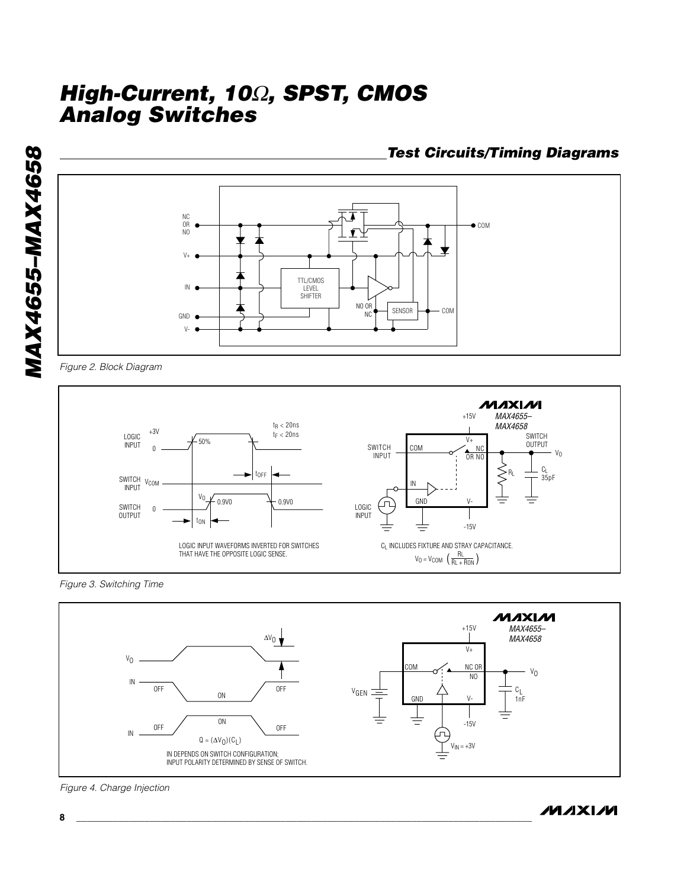## Test Circuits/Timing Diagrams

Figure 2. Block Diagram

Figure 3. Switching Time

Figure 4. Charge Injection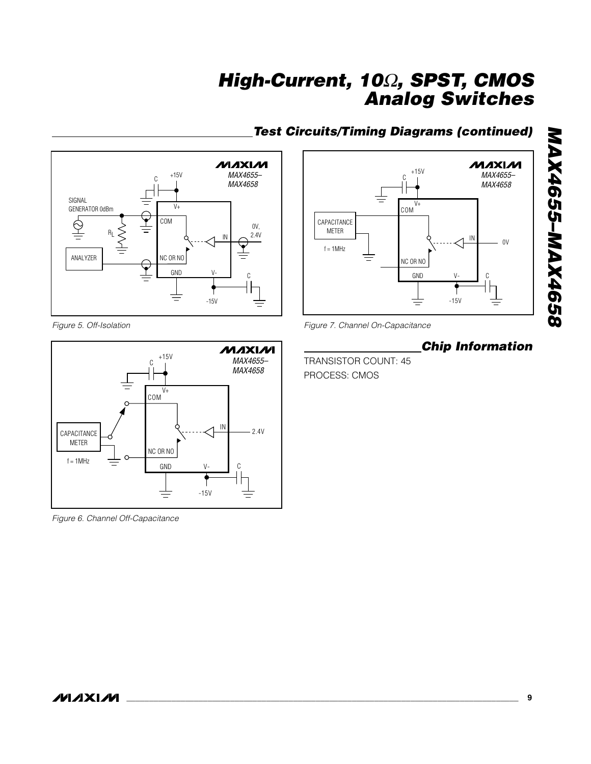## Test Circuits/Timing Diagrams (continued)

Figure 5. Off-Isolation

Figure 6. Channel Off-Capacitance

Figure 7. Channel On-Capacitance

## Chip Information

TRANSISTOR COUNT: 45

PROCESS: CMOS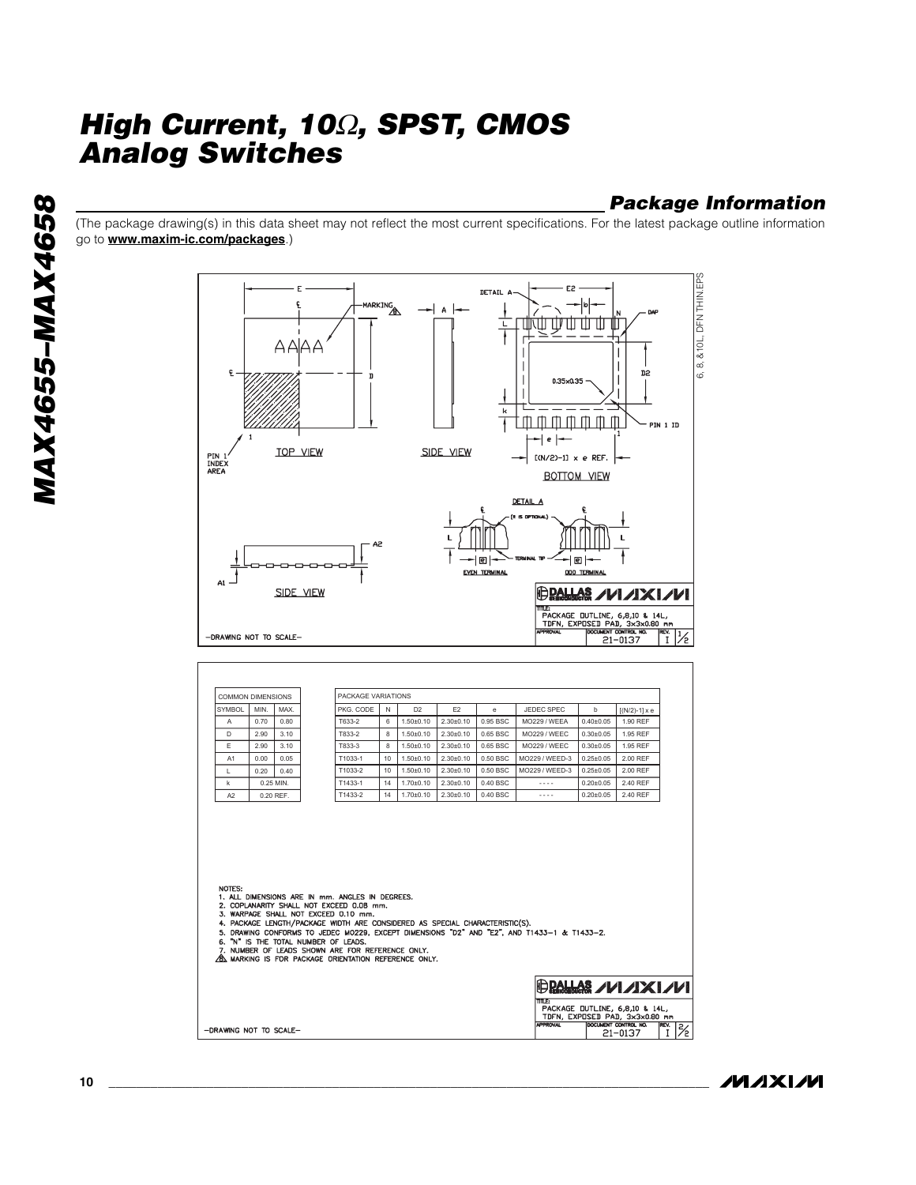## Package Information

(The package drawing(s) in this data sheet may not reflect the most current specifications. For the latest package outline information go to **www.maxim-ic.com/packages**.)

| COMMON DIMENSIONS | | |
|---|---|---|
| SYMBOL | MIN. | MAX. |
| A | 0.70 | 0.80 |
| D | 2.90 | 3.10 |
| E | 2.90 | 3.10 |
| A1 | 0.00 | 0.05 |
| L | 0.20 | 0.40 |
| k | 0.25 MIN. | |
| A2 | 0.20 REF. | |

| PACKAGE VARIATIONS | | | | | | | |
|---|---|---|---|---|---|---|---|
| PKG. CODE | N | D2 | E2 | e | JEDEC SPEC | b | [(N/2)-1] x e |
| T633-2 | 6 | 1.50±0.10 | 2.30±0.10 | 0.95 BSC | MO229 / WEEA | 0.40±0.05 | 1.90 REF |
| T833-2 | 8 | 1.50±0.10 | 2.30±0.10 | 0.65 BSC | MO229 / WEEC | 0.30±0.05 | 1.95 REF |
| T833-3 | 8 | 1.50±0.10 | 2.30±0.10 | 0.65 BSC | MO229 / WEEC | 0.30±0.05 | 1.95 REF |
| T1033-1 | 10 | 1.50±0.10 | 2.30±0.10 | 0.50 BSC | MO229 / WEED-3 | 0.25±0.05 | 2.00 REF |
| T1033-2 | 10 | 1.50±0.10 | 2.30±0.10 | 0.50 BSC | MO229 / WEED-3 | 0.25±0.05 | 2.00 REF |
| T1433-1 | 14 | 1.70±0.10 | 2.30±0.10 | 0.40 BSC | ---- | 0.20±0.05 | 2.40 REF |
| T1433-2 | 14 | 1.70±0.10 | 2.30±0.10 | 0.40 BSC | ---- | 0.20±0.05 | 2.40 REF |

NOTES:
1. ALL DIMENSIONS ARE IN mm. ANGLES IN DEGREES.
2. COPLANARITY SHALL NOT EXCEED 0.08 mm.
3. WARPAGE SHALL NOT EXCEED 0.10 mm.
4. PACKAGE LENGTH/PACKAGE WIDTH ARE CONSIDERED AS SPECIAL CHARACTERISTIC(S).
5. DRAWING CONFORMS TO JEDEC MO229, EXCEPT DIMENSIONS "D2" AND "E2", AND T1433-1 & T1433-2.
6. "N" IS THE TOTAL NUMBER OF LEADS.
7. NUMBER OF LEADS SHOWN ARE FOR REFERENCE ONLY.
8. MARKING IS FOR PACKAGE ORIENTATION REFERENCE ONLY.

TITLE: PACKAGE OUTLINE, 6,8,10 & 14L, TDFN, EXPOSED PAD, 3x3x0.80 mm

DOCUMENT CONTROL NO. 21-0137 REV. I 2/2

-DRAWING NOT TO SCALE-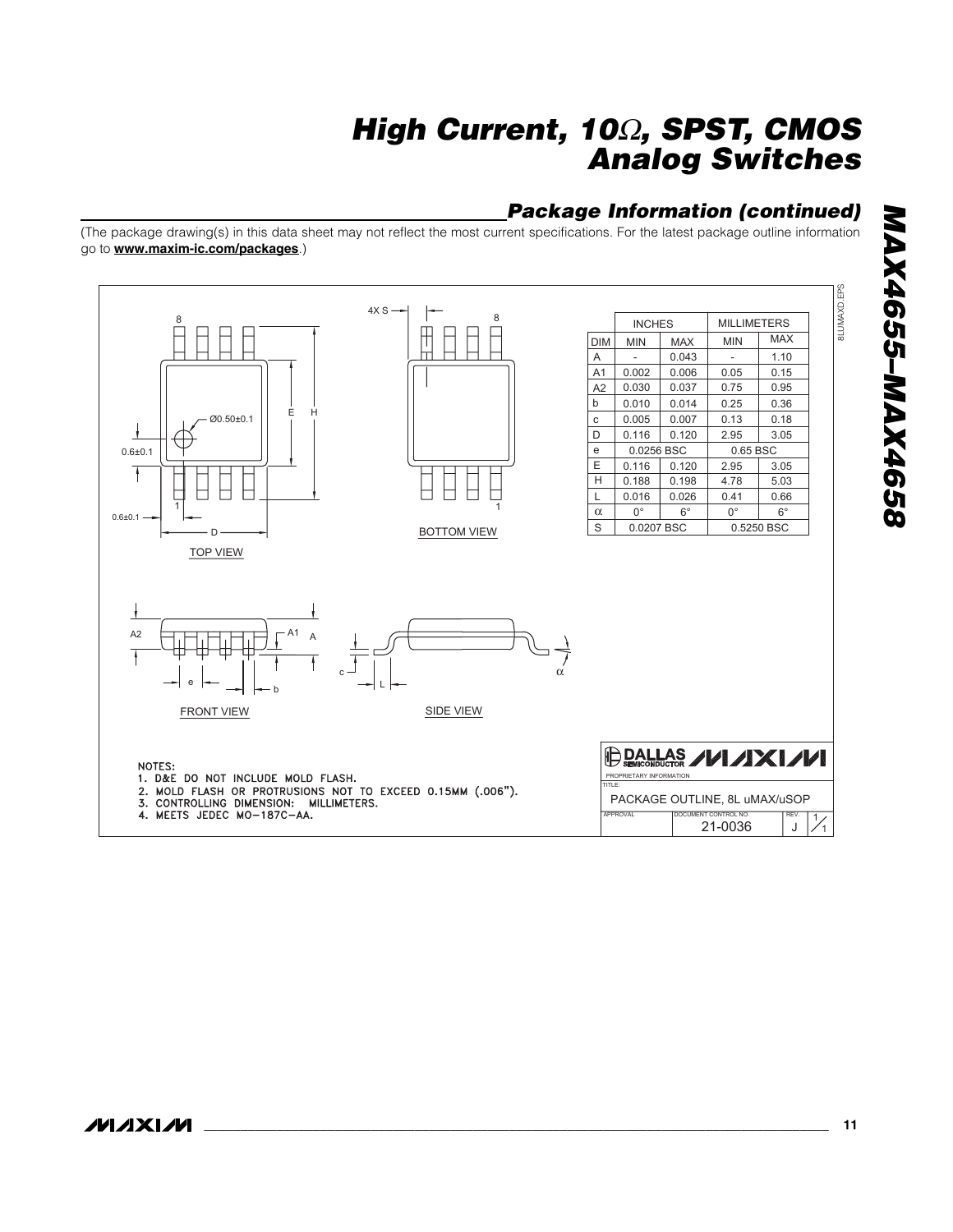## Package Information (continued)

(The package drawing(s) in this data sheet may not reflect the most current specifications. For the latest package outline information go to **www.maxim-ic.com/packages**.)

| DIM | INCHES MIN | INCHES MAX | MILLIMETERS MIN | MILLIMETERS MAX |
|---|---|---|---|---|
| A | - | 0.043 | - | 1.10 |
| A1 | 0.002 | 0.006 | 0.05 | 0.15 |
| A2 | 0.030 | 0.037 | 0.75 | 0.95 |
| b | 0.010 | 0.014 | 0.25 | 0.36 |
| c | 0.005 | 0.007 | 0.13 | 0.18 |
| D | 0.116 | 0.120 | 2.95 | 3.05 |
| e | 0.0256 BSC | | 0.65 BSC | |
| E | 0.116 | 0.120 | 2.95 | 3.05 |
| H | 0.188 | 0.198 | 4.78 | 5.03 |
| L | 0.016 | 0.026 | 0.41 | 0.66 |
| α | 0° | 6° | 0° | 6° |
| S | 0.0207 BSC | | 0.5250 BSC | |

TOP VIEW

BOTTOM VIEW

FRONT VIEW

SIDE VIEW

NOTES:
1. D&E DO NOT INCLUDE MOLD FLASH.
2. MOLD FLASH OR PROTRUSIONS NOT TO EXCEED 0.15MM (.006").
3. CONTROLLING DIMENSION: MILLIMETERS.
4. MEETS JEDEC MO-187C-AA.

PROPRIETARY INFORMATION

TITLE: PACKAGE OUTLINE, 8L uMAX/uSOP

DOCUMENT CONTROL NO. 21-0036 REV. J 1/1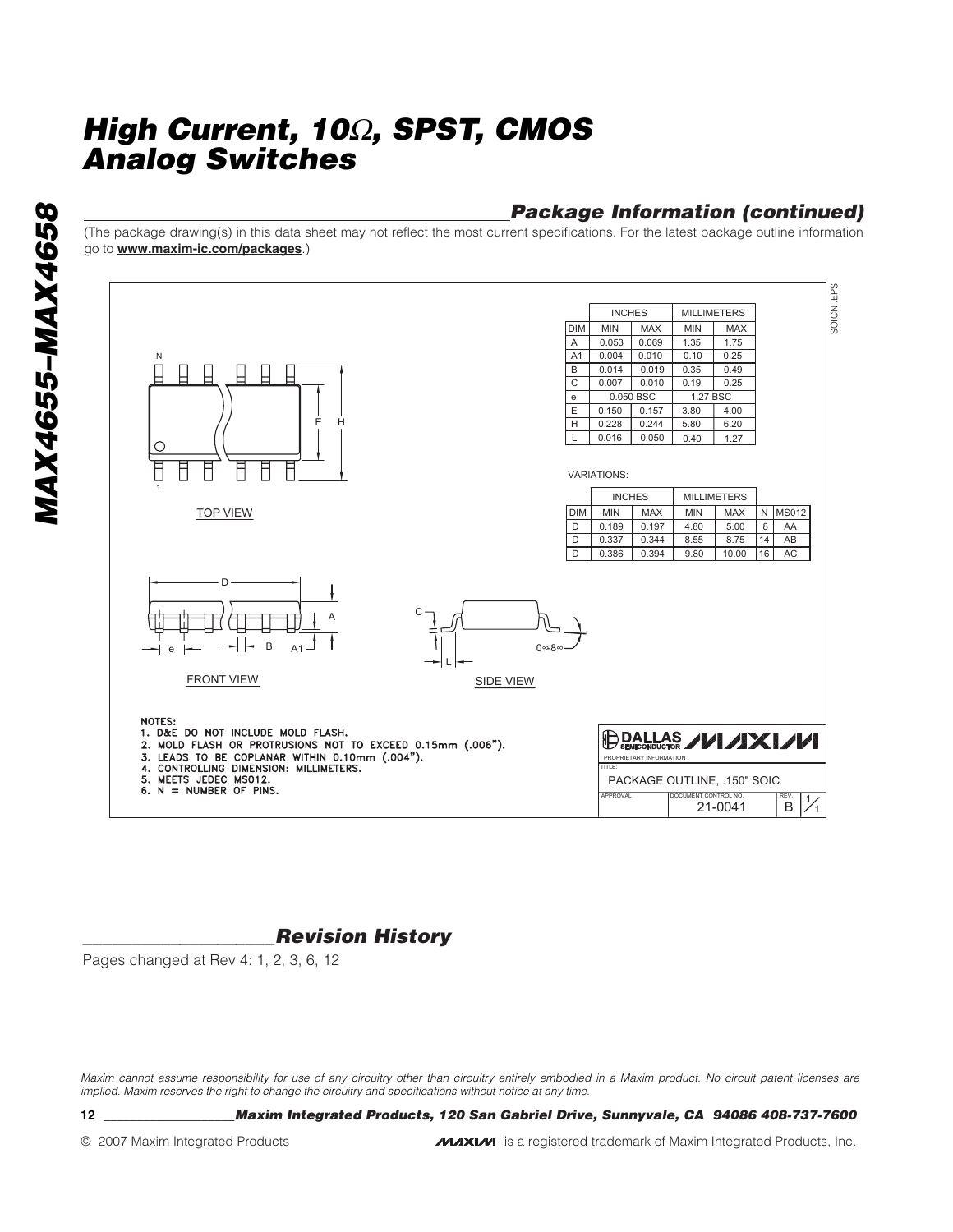## Package Information (continued)

(The package drawing(s) in this data sheet may not reflect the most current specifications. For the latest package outline information go to **www.maxim-ic.com/packages**.)

| DIM | INCHES MIN | INCHES MAX | MILLIMETERS MIN | MILLIMETERS MAX |
|---|---|---|---|---|
| A | 0.053 | 0.069 | 1.35 | 1.75 |
| A1 | 0.004 | 0.010 | 0.10 | 0.25 |
| B | 0.014 | 0.019 | 0.35 | 0.49 |
| C | 0.007 | 0.010 | 0.19 | 0.25 |
| e | 0.050 BSC | | 1.27 BSC | |
| E | 0.150 | 0.157 | 3.80 | 4.00 |
| H | 0.228 | 0.244 | 5.80 | 6.20 |
| L | 0.016 | 0.050 | 0.40 | 1.27 |

VARIATIONS:

| DIM | INCHES MIN | INCHES MAX | MILLIMETERS MIN | MILLIMETERS MAX | N | MS012 |
|---|---|---|---|---|---|---|
| D | 0.189 | 0.197 | 4.80 | 5.00 | 8 | AA |
| D | 0.337 | 0.344 | 8.55 | 8.75 | 14 | AB |
| D | 0.386 | 0.394 | 9.80 | 10.00 | 16 | AC |

TOP VIEW

FRONT VIEW

SIDE VIEW

0°-8°

NOTES:
1. D&E DO NOT INCLUDE MOLD FLASH.
2. MOLD FLASH OR PROTRUSIONS NOT TO EXCEED 0.15mm (.006").
3. LEADS TO BE COPLANAR WITHIN 0.10mm (.004").
4. CONTROLLING DIMENSION: MILLIMETERS.
5. MEETS JEDEC MS012.
6. N = NUMBER OF PINS.

DALLAS SEMICONDUCTOR MAXIM
PROPRIETARY INFORMATION
TITLE: PACKAGE OUTLINE, .150" SOIC
DOCUMENT CONTROL NO. 21-0041 REV. B 1/1

## Revision History

Pages changed at Rev 4: 1, 2, 3, 6, 12

*Maxim cannot assume responsibility for use of any circuitry other than circuitry entirely embodied in a Maxim product. No circuit patent licenses are implied. Maxim reserves the right to change the circuitry and specifications without notice at any time.*

**Maxim Integrated Products, 120 San Gabriel Drive, Sunnyvale, CA 94086 408-737-7600**

© 2007 Maxim Integrated Products

MAXIM is a registered trademark of Maxim Integrated Products, Inc.